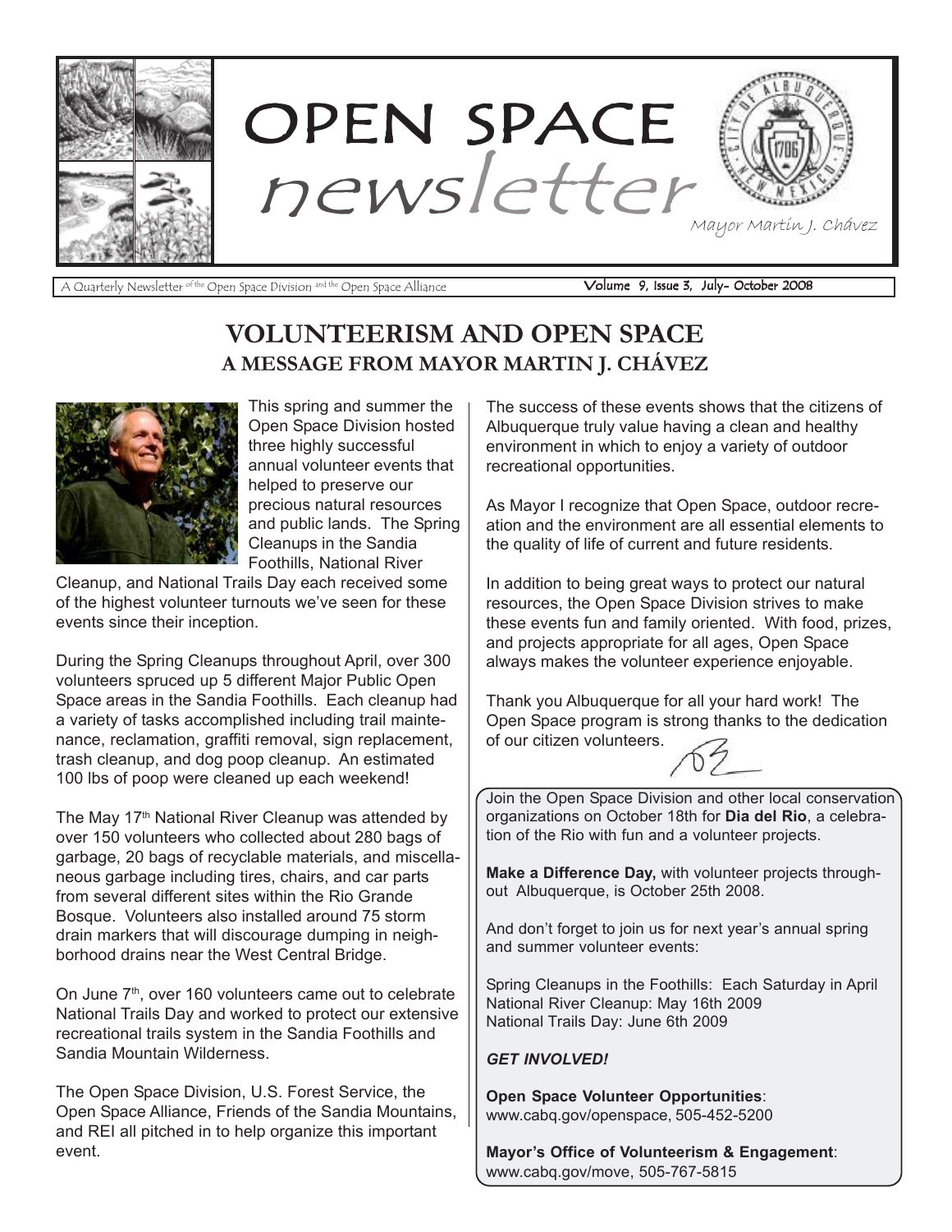# OPEN SPACE newsletter

Mayor Martin J. Chávez

A Quarterly Newsletter of the Open Space Division and the Open Space Alliance

Volume 9, Issue 3, July- October 2008

## VOLUNTEERISM AND OPEN SPACE

### A MESSAGE FROM MAYOR MARTIN J. CHÁVEZ

This spring and summer the Open Space Division hosted three highly successful annual volunteer events that helped to preserve our precious natural resources and public lands. The Spring Cleanups in the Sandia Foothills, National River Cleanup, and National Trails Day each received some of the highest volunteer turnouts we've seen for these events since their inception.

During the Spring Cleanups throughout April, over 300 volunteers spruced up 5 different Major Public Open Space areas in the Sandia Foothills. Each cleanup had a variety of tasks accomplished including trail maintenance, reclamation, graffiti removal, sign replacement, trash cleanup, and dog poop cleanup. An estimated 100 lbs of poop were cleaned up each weekend!

The May 17th National River Cleanup was attended by over 150 volunteers who collected about 280 bags of garbage, 20 bags of recyclable materials, and miscellaneous garbage including tires, chairs, and car parts from several different sites within the Rio Grande Bosque. Volunteers also installed around 75 storm drain markers that will discourage dumping in neighborhood drains near the West Central Bridge.

On June 7th, over 160 volunteers came out to celebrate National Trails Day and worked to protect our extensive recreational trails system in the Sandia Foothills and Sandia Mountain Wilderness.

The Open Space Division, U.S. Forest Service, the Open Space Alliance, Friends of the Sandia Mountains, and REI all pitched in to help organize this important event.

The success of these events shows that the citizens of Albuquerque truly value having a clean and healthy environment in which to enjoy a variety of outdoor recreational opportunities.

As Mayor I recognize that Open Space, outdoor recreation and the environment are all essential elements to the quality of life of current and future residents.

In addition to being great ways to protect our natural resources, the Open Space Division strives to make these events fun and family oriented. With food, prizes, and projects appropriate for all ages, Open Space always makes the volunteer experience enjoyable.

Thank you Albuquerque for all your hard work! The Open Space program is strong thanks to the dedication of our citizen volunteers.

---

Join the Open Space Division and other local conservation organizations on October 18th for **Dia del Rio**, a celebration of the Rio with fun and a volunteer projects.

**Make a Difference Day,** with volunteer projects throughout Albuquerque, is October 25th 2008.

And don't forget to join us for next year's annual spring and summer volunteer events:

Spring Cleanups in the Foothills: Each Saturday in April
National River Cleanup: May 16th 2009
National Trails Day: June 6th 2009

***GET INVOLVED!***

**Open Space Volunteer Opportunities**: www.cabq.gov/openspace, 505-452-5200

**Mayor's Office of Volunteerism & Engagement**: www.cabq.gov/move, 505-767-5815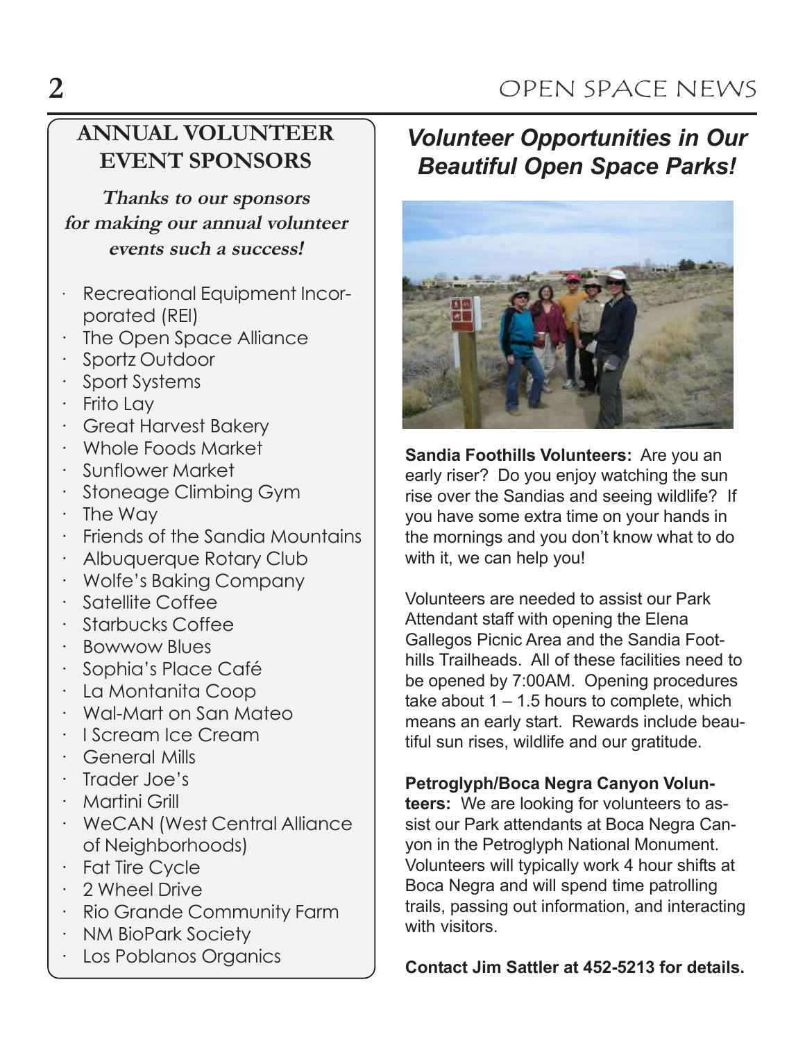## ANNUAL VOLUNTEER EVENT SPONSORS

**Thanks to our sponsors for making our annual volunteer events such a success!**

- Recreational Equipment Incorporated (REI)
- The Open Space Alliance
- Sportz Outdoor
- Sport Systems
- Frito Lay
- Great Harvest Bakery
- Whole Foods Market
- Sunflower Market
- Stoneage Climbing Gym
- The Way
- Friends of the Sandia Mountains
- Albuquerque Rotary Club
- Wolfe's Baking Company
- Satellite Coffee
- Starbucks Coffee
- Bowwow Blues
- Sophia's Place Café
- La Montanita Coop
- Wal-Mart on San Mateo
- I Scream Ice Cream
- General Mills
- Trader Joe's
- Martini Grill
- WeCAN (West Central Alliance of Neighborhoods)
- Fat Tire Cycle
- 2 Wheel Drive
- Rio Grande Community Farm
- NM BioPark Society
- Los Poblanos Organics

## *Volunteer Opportunities in Our Beautiful Open Space Parks!*

**Sandia Foothills Volunteers:** Are you an early riser? Do you enjoy watching the sun rise over the Sandias and seeing wildlife? If you have some extra time on your hands in the mornings and you don't know what to do with it, we can help you!

Volunteers are needed to assist our Park Attendant staff with opening the Elena Gallegos Picnic Area and the Sandia Foothills Trailheads. All of these facilities need to be opened by 7:00AM. Opening procedures take about 1 – 1.5 hours to complete, which means an early start. Rewards include beautiful sun rises, wildlife and our gratitude.

**Petroglyph/Boca Negra Canyon Volunteers:** We are looking for volunteers to assist our Park attendants at Boca Negra Canyon in the Petroglyph National Monument. Volunteers will typically work 4 hour shifts at Boca Negra and will spend time patrolling trails, passing out information, and interacting with visitors.

**Contact Jim Sattler at 452-5213 for details.**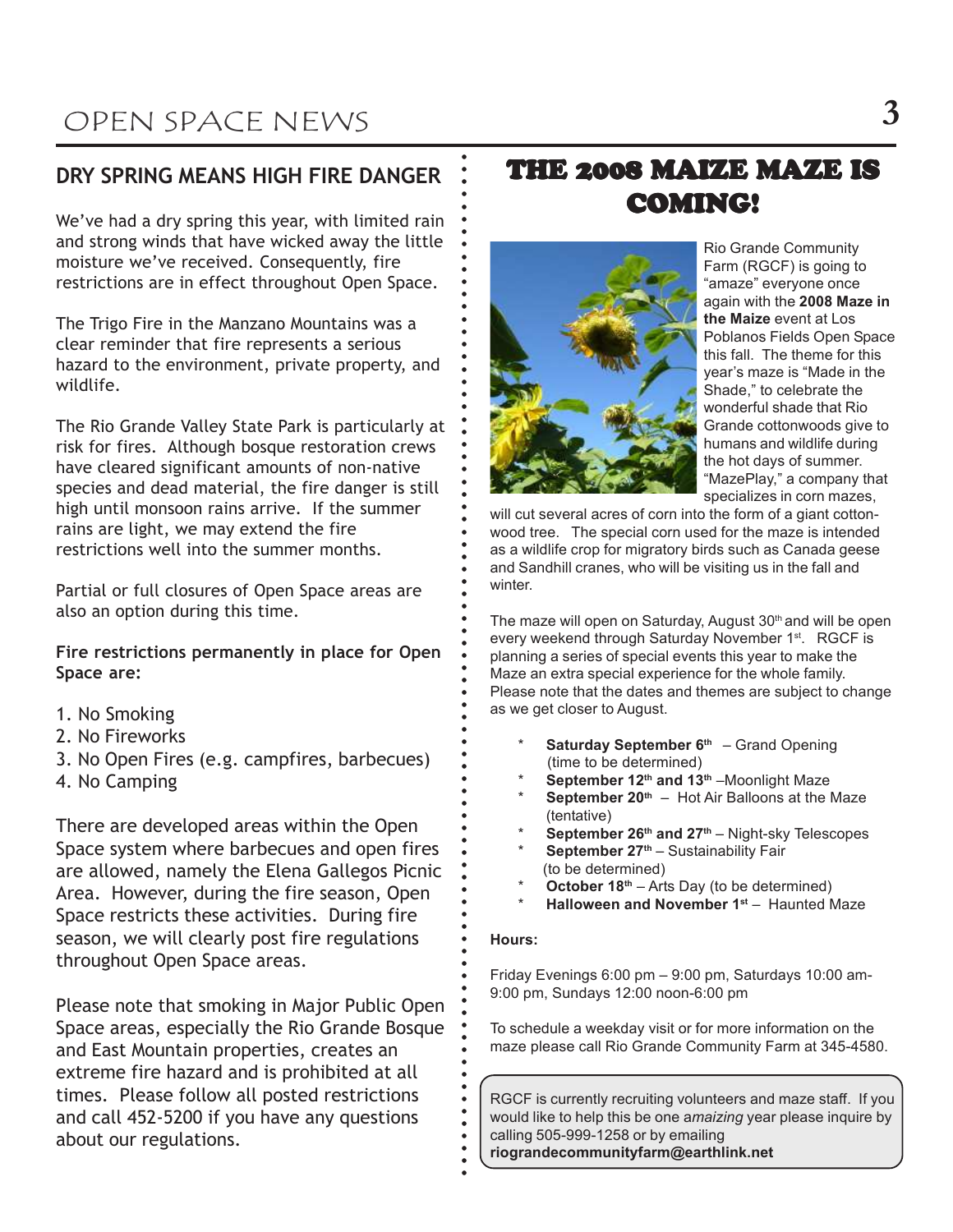# OPEN SPACE NEWS

## DRY SPRING MEANS HIGH FIRE DANGER

We've had a dry spring this year, with limited rain and strong winds that have wicked away the little moisture we've received. Consequently, fire restrictions are in effect throughout Open Space.

The Trigo Fire in the Manzano Mountains was a clear reminder that fire represents a serious hazard to the environment, private property, and wildlife.

The Rio Grande Valley State Park is particularly at risk for fires. Although bosque restoration crews have cleared significant amounts of non-native species and dead material, the fire danger is still high until monsoon rains arrive. If the summer rains are light, we may extend the fire restrictions well into the summer months.

Partial or full closures of Open Space areas are also an option during this time.

**Fire restrictions permanently in place for Open Space are:**

1. No Smoking
2. No Fireworks
3. No Open Fires (e.g. campfires, barbecues)
4. No Camping

There are developed areas within the Open Space system where barbecues and open fires are allowed, namely the Elena Gallegos Picnic Area. However, during the fire season, Open Space restricts these activities. During fire season, we will clearly post fire regulations throughout Open Space areas.

Please note that smoking in Major Public Open Space areas, especially the Rio Grande Bosque and East Mountain properties, creates an extreme fire hazard and is prohibited at all times. Please follow all posted restrictions and call 452-5200 if you have any questions about our regulations.

## THE 2008 MAIZE MAZE IS COMING!

Rio Grande Community Farm (RGCF) is going to "amaze" everyone once again with the **2008 Maze in the Maize** event at Los Poblanos Fields Open Space this fall. The theme for this year's maze is "Made in the Shade," to celebrate the wonderful shade that Rio Grande cottonwoods give to humans and wildlife during the hot days of summer. "MazePlay," a company that specializes in corn mazes, will cut several acres of corn into the form of a giant cottonwood tree. The special corn used for the maze is intended as a wildlife crop for migratory birds such as Canada geese and Sandhill cranes, who will be visiting us in the fall and winter.

The maze will open on Saturday, August 30th and will be open every weekend through Saturday November 1st. RGCF is planning a series of special events this year to make the Maze an extra special experience for the whole family. Please note that the dates and themes are subject to change as we get closer to August.

- **Saturday September 6th** – Grand Opening (time to be determined)
- **September 12th and 13th** –Moonlight Maze
- **September 20th** – Hot Air Balloons at the Maze (tentative)
- **September 26th and 27th** – Night-sky Telescopes
- **September 27th** – Sustainability Fair (to be determined)
- **October 18th** – Arts Day (to be determined)
- **Halloween and November 1st** – Haunted Maze

**Hours:**

Friday Evenings 6:00 pm – 9:00 pm, Saturdays 10:00 am-9:00 pm, Sundays 12:00 noon-6:00 pm

To schedule a weekday visit or for more information on the maze please call Rio Grande Community Farm at 345-4580.

RGCF is currently recruiting volunteers and maze staff. If you would like to help this be one a*mazing* year please inquire by calling 505-999-1258 or by emailing **riograndecommunityfarm@earthlink.net**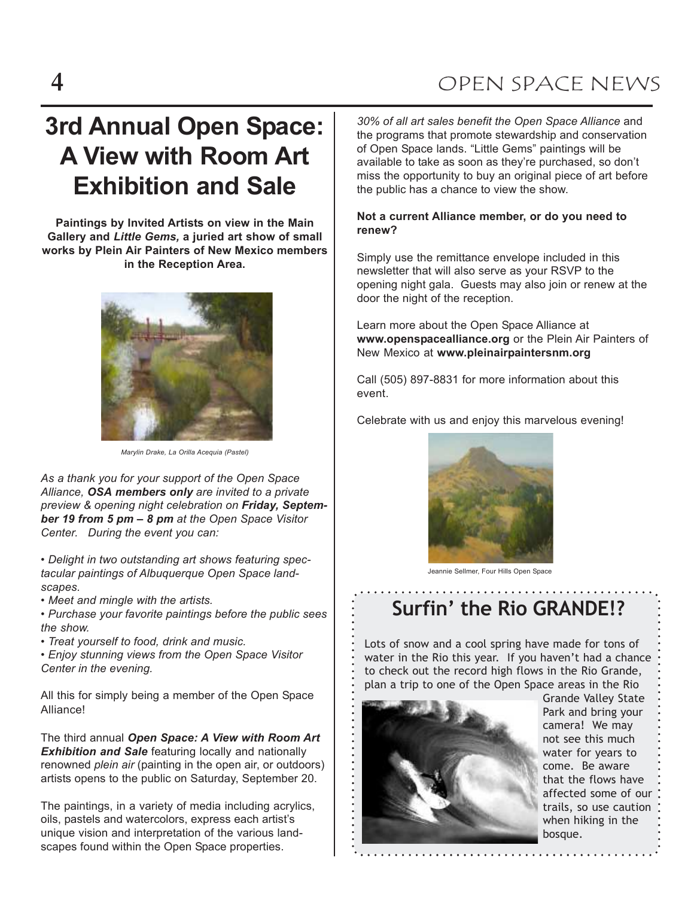# 3rd Annual Open Space: A View with Room Art Exhibition and Sale

**Paintings by Invited Artists on view in the Main Gallery and *Little Gems,* a juried art show of small works by Plein Air Painters of New Mexico members in the Reception Area.**

*Marylin Drake, La Orilla Acequia (Pastel)*

*As a thank you for your support of the Open Space Alliance, **OSA members only** are invited to a private preview & opening night celebration on **Friday, September 19 from 5 pm – 8 pm** at the Open Space Visitor Center. During the event you can:*

- *Delight in two outstanding art shows featuring spectacular paintings of Albuquerque Open Space landscapes.*
- *Meet and mingle with the artists.*
- *Purchase your favorite paintings before the public sees the show.*
- *Treat yourself to food, drink and music.*
- *Enjoy stunning views from the Open Space Visitor Center in the evening.*

All this for simply being a member of the Open Space Alliance!

The third annual ***Open Space: A View with Room Art Exhibition and Sale*** featuring locally and nationally renowned *plein air* (painting in the open air, or outdoors) artists opens to the public on Saturday, September 20.

The paintings, in a variety of media including acrylics, oils, pastels and watercolors, express each artist's unique vision and interpretation of the various landscapes found within the Open Space properties.

*30% of all art sales benefit the Open Space Alliance* and the programs that promote stewardship and conservation of Open Space lands. "Little Gems" paintings will be available to take as soon as they're purchased, so don't miss the opportunity to buy an original piece of art before the public has a chance to view the show.

**Not a current Alliance member, or do you need to renew?**

Simply use the remittance envelope included in this newsletter that will also serve as your RSVP to the opening night gala. Guests may also join or renew at the door the night of the reception.

Learn more about the Open Space Alliance at **www.openspacealliance.org** or the Plein Air Painters of New Mexico at **www.pleinairpaintersnm.org**

Call (505) 897-8831 for more information about this event.

Celebrate with us and enjoy this marvelous evening!

Jeannie Sellmer, Four Hills Open Space

## Surfin' the Rio GRANDE!?

Lots of snow and a cool spring have made for tons of water in the Rio this year. If you haven't had a chance to check out the record high flows in the Rio Grande, plan a trip to one of the Open Space areas in the Rio Grande Valley State Park and bring your camera! We may not see this much water for years to come. Be aware that the flows have affected some of our trails, so use caution when hiking in the bosque.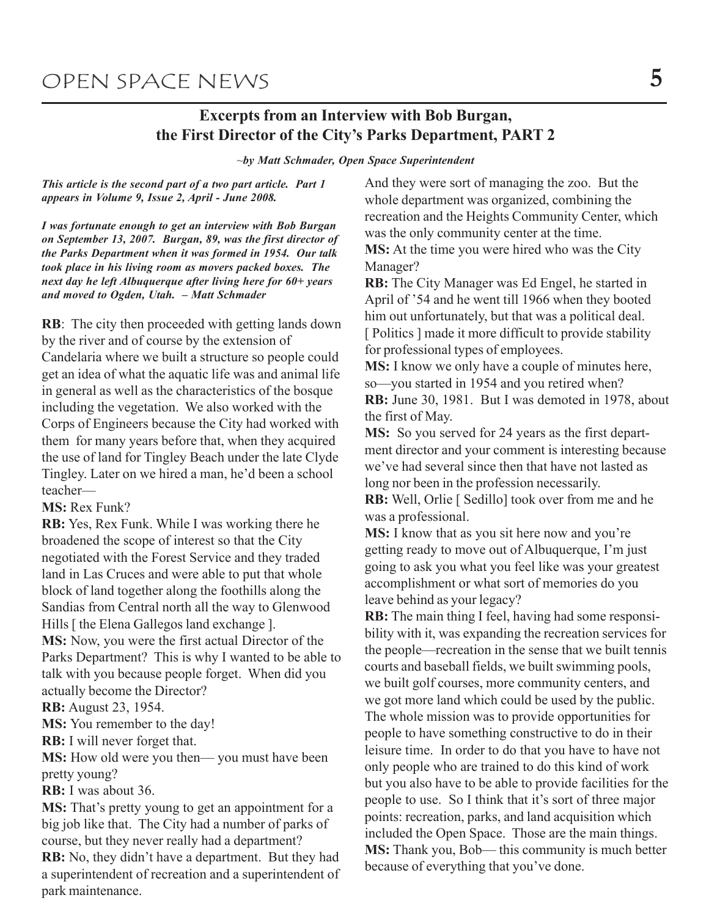## Excerpts from an Interview with Bob Burgan, the First Director of the City's Parks Department, PART 2

*~by Matt Schmader, Open Space Superintendent*

***This article is the second part of a two part article. Part 1 appears in Volume 9, Issue 2, April - June 2008.***

***I was fortunate enough to get an interview with Bob Burgan on September 13, 2007. Burgan, 89, was the first director of the Parks Department when it was formed in 1954. Our talk took place in his living room as movers packed boxes. The next day he left Albuquerque after living here for 60+ years and moved to Ogden, Utah. – Matt Schmader***

**RB**: The city then proceeded with getting lands down by the river and of course by the extension of Candelaria where we built a structure so people could get an idea of what the aquatic life was and animal life in general as well as the characteristics of the bosque including the vegetation. We also worked with the Corps of Engineers because the City had worked with them for many years before that, when they acquired the use of land for Tingley Beach under the late Clyde Tingley. Later on we hired a man, he'd been a school teacher—

**MS:** Rex Funk?

**RB:** Yes, Rex Funk. While I was working there he broadened the scope of interest so that the City negotiated with the Forest Service and they traded land in Las Cruces and were able to put that whole block of land together along the foothills along the Sandias from Central north all the way to Glenwood Hills [ the Elena Gallegos land exchange ].

**MS:** Now, you were the first actual Director of the Parks Department? This is why I wanted to be able to talk with you because people forget. When did you actually become the Director?

**RB:** August 23, 1954.

**MS:** You remember to the day!

**RB:** I will never forget that.

**MS:** How old were you then— you must have been pretty young?

**RB:** I was about 36.

**MS:** That's pretty young to get an appointment for a big job like that. The City had a number of parks of course, but they never really had a department?

**RB:** No, they didn't have a department. But they had a superintendent of recreation and a superintendent of park maintenance. And they were sort of managing the zoo. But the whole department was organized, combining the recreation and the Heights Community Center, which was the only community center at the time.

**MS:** At the time you were hired who was the City Manager?

**RB:** The City Manager was Ed Engel, he started in April of '54 and he went till 1966 when they booted him out unfortunately, but that was a political deal. [ Politics ] made it more difficult to provide stability for professional types of employees.

**MS:** I know we only have a couple of minutes here, so—you started in 1954 and you retired when?

**RB:** June 30, 1981. But I was demoted in 1978, about the first of May.

**MS:** So you served for 24 years as the first department director and your comment is interesting because we've had several since then that have not lasted as long nor been in the profession necessarily.

**RB:** Well, Orlie [ Sedillo] took over from me and he was a professional.

**MS:** I know that as you sit here now and you're getting ready to move out of Albuquerque, I'm just going to ask you what you feel like was your greatest accomplishment or what sort of memories do you leave behind as your legacy?

**RB:** The main thing I feel, having had some responsibility with it, was expanding the recreation services for the people—recreation in the sense that we built tennis courts and baseball fields, we built swimming pools, we built golf courses, more community centers, and we got more land which could be used by the public. The whole mission was to provide opportunities for people to have something constructive to do in their leisure time. In order to do that you have to have not only people who are trained to do this kind of work but you also have to be able to provide facilities for the people to use. So I think that it's sort of three major points: recreation, parks, and land acquisition which included the Open Space. Those are the main things.

**MS:** Thank you, Bob— this community is much better because of everything that you've done.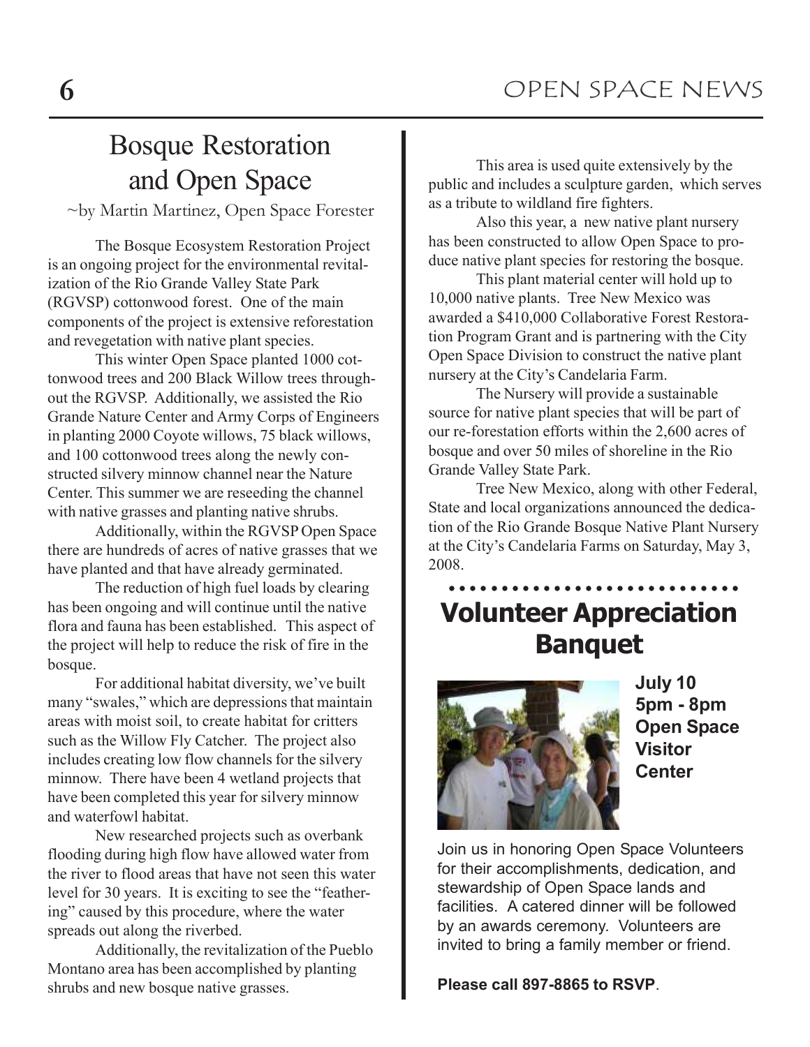# Bosque Restoration and Open Space

~by Martin Martinez, Open Space Forester

The Bosque Ecosystem Restoration Project is an ongoing project for the environmental revitalization of the Rio Grande Valley State Park (RGVSP) cottonwood forest. One of the main components of the project is extensive reforestation and revegetation with native plant species.

This winter Open Space planted 1000 cottonwood trees and 200 Black Willow trees throughout the RGVSP. Additionally, we assisted the Rio Grande Nature Center and Army Corps of Engineers in planting 2000 Coyote willows, 75 black willows, and 100 cottonwood trees along the newly constructed silvery minnow channel near the Nature Center. This summer we are reseeding the channel with native grasses and planting native shrubs.

Additionally, within the RGVSP Open Space there are hundreds of acres of native grasses that we have planted and that have already germinated.

The reduction of high fuel loads by clearing has been ongoing and will continue until the native flora and fauna has been established. This aspect of the project will help to reduce the risk of fire in the bosque.

For additional habitat diversity, we've built many "swales," which are depressions that maintain areas with moist soil, to create habitat for critters such as the Willow Fly Catcher. The project also includes creating low flow channels for the silvery minnow. There have been 4 wetland projects that have been completed this year for silvery minnow and waterfowl habitat.

New researched projects such as overbank flooding during high flow have allowed water from the river to flood areas that have not seen this water level for 30 years. It is exciting to see the "feathering" caused by this procedure, where the water spreads out along the riverbed.

Additionally, the revitalization of the Pueblo Montano area has been accomplished by planting shrubs and new bosque native grasses.

This area is used quite extensively by the public and includes a sculpture garden, which serves as a tribute to wildland fire fighters.

Also this year, a new native plant nursery has been constructed to allow Open Space to produce native plant species for restoring the bosque.

This plant material center will hold up to 10,000 native plants. Tree New Mexico was awarded a $410,000 Collaborative Forest Restoration Program Grant and is partnering with the City Open Space Division to construct the native plant nursery at the City's Candelaria Farm.

The Nursery will provide a sustainable source for native plant species that will be part of our re-forestation efforts within the 2,600 acres of bosque and over 50 miles of shoreline in the Rio Grande Valley State Park.

Tree New Mexico, along with other Federal, State and local organizations announced the dedication of the Rio Grande Bosque Native Plant Nursery at the City's Candelaria Farms on Saturday, May 3, 2008.

# Volunteer Appreciation Banquet

**July 10**
**5pm - 8pm**
**Open Space Visitor Center**

Join us in honoring Open Space Volunteers for their accomplishments, dedication, and stewardship of Open Space lands and facilities. A catered dinner will be followed by an awards ceremony. Volunteers are invited to bring a family member or friend.

**Please call 897-8865 to RSVP**.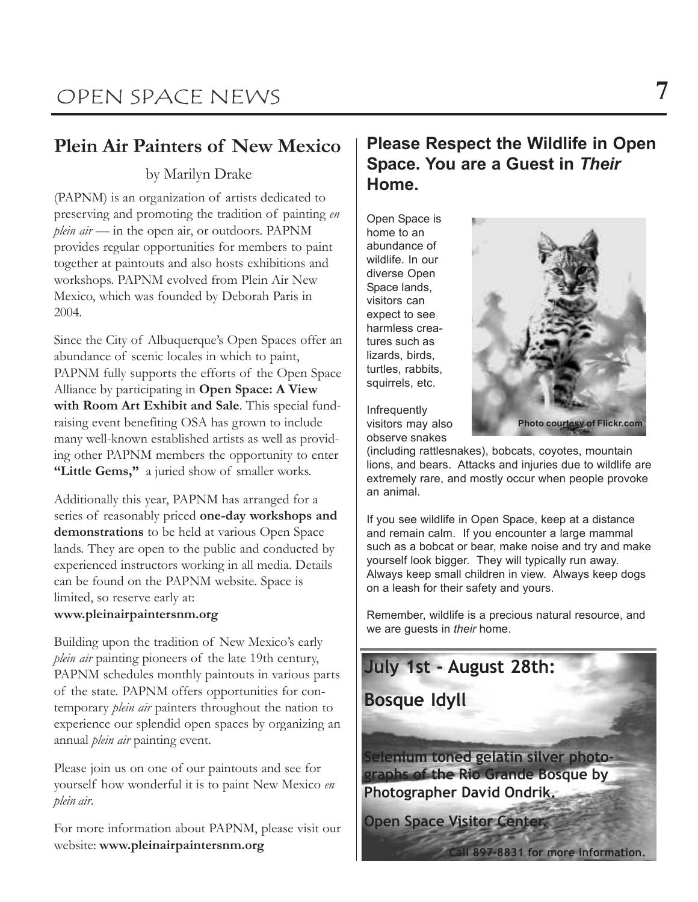## Plein Air Painters of New Mexico

by Marilyn Drake

(PAPNM) is an organization of artists dedicated to preserving and promoting the tradition of painting *en plein air* — in the open air, or outdoors. PAPNM provides regular opportunities for members to paint together at paintouts and also hosts exhibitions and workshops. PAPNM evolved from Plein Air New Mexico, which was founded by Deborah Paris in 2004.

Since the City of Albuquerque's Open Spaces offer an abundance of scenic locales in which to paint, PAPNM fully supports the efforts of the Open Space Alliance by participating in **Open Space: A View with Room Art Exhibit and Sale**. This special fund-raising event benefiting OSA has grown to include many well-known established artists as well as providing other PAPNM members the opportunity to enter **"Little Gems,"** a juried show of smaller works.

Additionally this year, PAPNM has arranged for a series of reasonably priced **one-day workshops and demonstrations** to be held at various Open Space lands. They are open to the public and conducted by experienced instructors working in all media. Details can be found on the PAPNM website. Space is limited, so reserve early at:
**www.pleinairpaintersnm.org**

Building upon the tradition of New Mexico's early *plein air* painting pioneers of the late 19th century, PAPNM schedules monthly paintouts in various parts of the state. PAPNM offers opportunities for contemporary *plein air* painters throughout the nation to experience our splendid open spaces by organizing an annual *plein air* painting event.

Please join us on one of our paintouts and see for yourself how wonderful it is to paint New Mexico *en plein air*.

For more information about PAPNM, please visit our website: **www.pleinairpaintersnm.org**

## Please Respect the Wildlife in Open Space. You are a Guest in *Their* Home.

Open Space is home to an abundance of wildlife. In our diverse Open Space lands, visitors can expect to see harmless creatures such as lizards, birds, turtles, rabbits, squirrels, etc.

Photo courtesy of Flickr.com

Infrequently visitors may also observe snakes (including rattlesnakes), bobcats, coyotes, mountain lions, and bears. Attacks and injuries due to wildlife are extremely rare, and mostly occur when people provoke an animal.

If you see wildlife in Open Space, keep at a distance and remain calm. If you encounter a large mammal such as a bobcat or bear, make noise and try and make yourself look bigger. They will typically run away. Always keep small children in view. Always keep dogs on a leash for their safety and yours.

Remember, wildlife is a precious natural resource, and we are guests in *their* home.

**July 1st - August 28th:**

**Bosque Idyll**

**Selenium toned gelatin silver photographs of the Rio Grande Bosque by Photographer David Ondrik.**

**Open Space Visitor Center.**

**Call 897-8831 for more information.**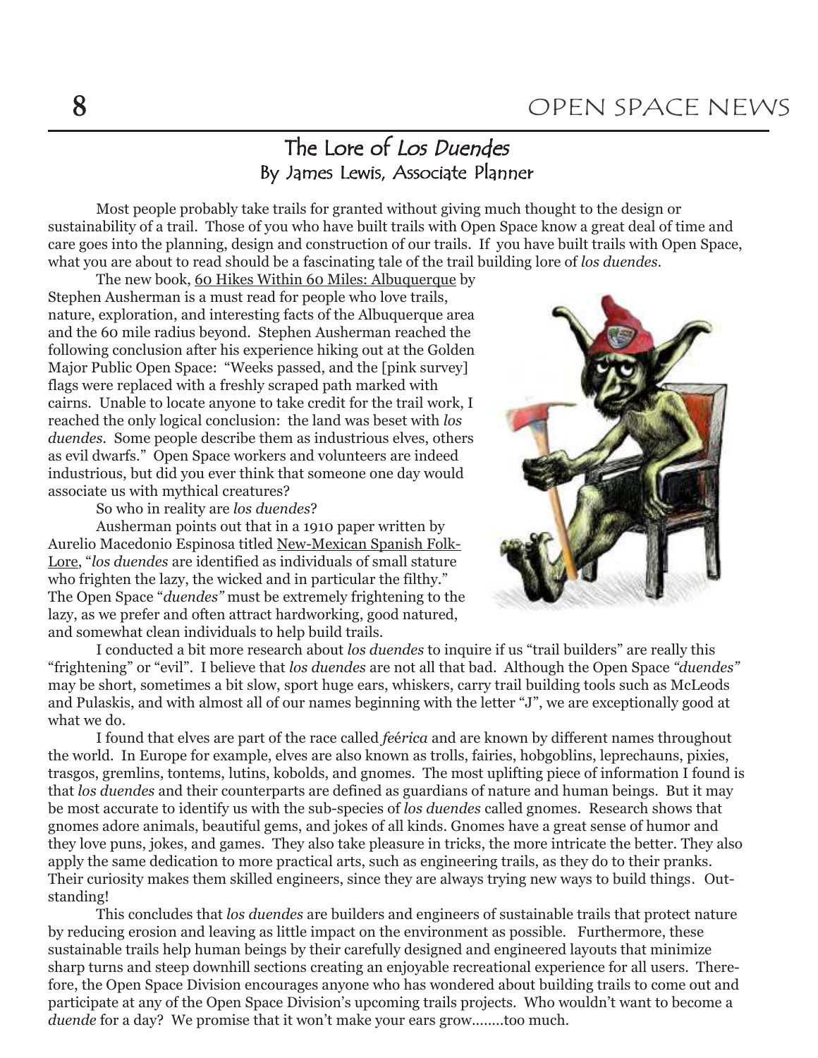# The Lore of *Los Duendes*

## By James Lewis, Associate Planner

Most people probably take trails for granted without giving much thought to the design or sustainability of a trail. Those of you who have built trails with Open Space know a great deal of time and care goes into the planning, design and construction of our trails. If you have built trails with Open Space, what you are about to read should be a fascinating tale of the trail building lore of *los duendes*.

The new book, 60 Hikes Within 60 Miles: Albuquerque by Stephen Ausherman is a must read for people who love trails, nature, exploration, and interesting facts of the Albuquerque area and the 60 mile radius beyond. Stephen Ausherman reached the following conclusion after his experience hiking out at the Golden Major Public Open Space: "Weeks passed, and the [pink survey] flags were replaced with a freshly scraped path marked with cairns. Unable to locate anyone to take credit for the trail work, I reached the only logical conclusion: the land was beset with *los duendes*. Some people describe them as industrious elves, others as evil dwarfs." Open Space workers and volunteers are indeed industrious, but did you ever think that someone one day would associate us with mythical creatures?

So who in reality are *los duendes*?

Ausherman points out that in a 1910 paper written by Aurelio Macedonio Espinosa titled New-Mexican Spanish Folk-Lore, "*los duendes* are identified as individuals of small stature who frighten the lazy, the wicked and in particular the filthy." The Open Space "*duendes"* must be extremely frightening to the lazy, as we prefer and often attract hardworking, good natured, and somewhat clean individuals to help build trails.

I conducted a bit more research about *los duendes* to inquire if us "trail builders" are really this "frightening" or "evil". I believe that *los duendes* are not all that bad. Although the Open Space *"duendes"* may be short, sometimes a bit slow, sport huge ears, whiskers, carry trail building tools such as McLeods and Pulaskis, and with almost all of our names beginning with the letter "J", we are exceptionally good at what we do.

I found that elves are part of the race called *feérica* and are known by different names throughout the world. In Europe for example, elves are also known as trolls, fairies, hobgoblins, leprechauns, pixies, trasgos, gremlins, tontems, lutins, kobolds, and gnomes. The most uplifting piece of information I found is that *los duendes* and their counterparts are defined as guardians of nature and human beings. But it may be most accurate to identify us with the sub-species of *los duendes* called gnomes. Research shows that gnomes adore animals, beautiful gems, and jokes of all kinds. Gnomes have a great sense of humor and they love puns, jokes, and games. They also take pleasure in tricks, the more intricate the better. They also apply the same dedication to more practical arts, such as engineering trails, as they do to their pranks. Their curiosity makes them skilled engineers, since they are always trying new ways to build things. Outstanding!

This concludes that *los duendes* are builders and engineers of sustainable trails that protect nature by reducing erosion and leaving as little impact on the environment as possible. Furthermore, these sustainable trails help human beings by their carefully designed and engineered layouts that minimize sharp turns and steep downhill sections creating an enjoyable recreational experience for all users. Therefore, the Open Space Division encourages anyone who has wondered about building trails to come out and participate at any of the Open Space Division's upcoming trails projects. Who wouldn't want to become a *duende* for a day? We promise that it won't make your ears grow........too much.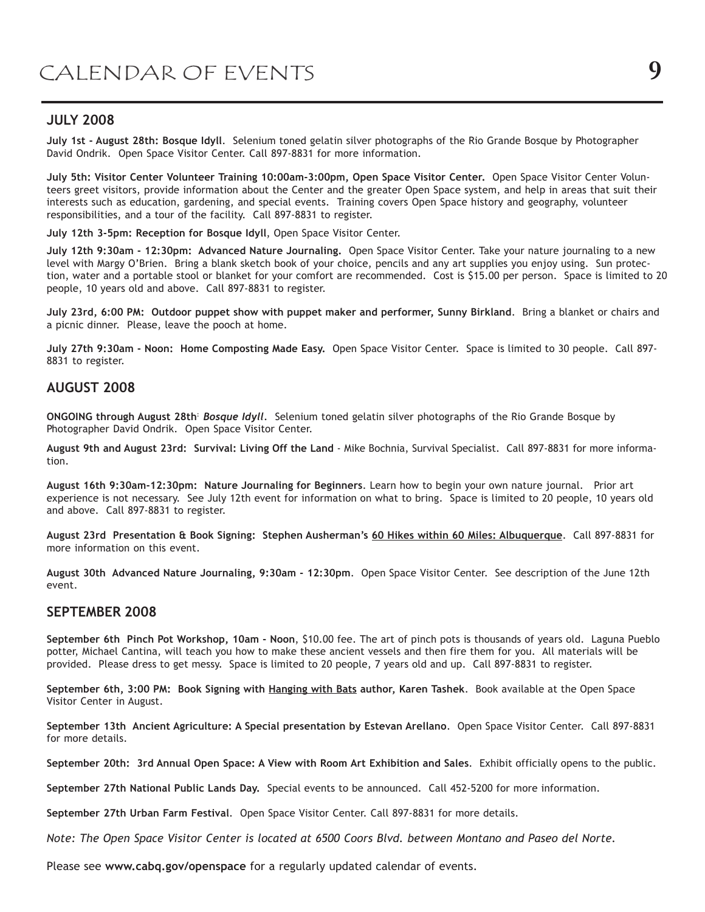# CALENDAR OF EVENTS

## JULY 2008

**July 1st - August 28th: Bosque Idyll**. Selenium toned gelatin silver photographs of the Rio Grande Bosque by Photographer David Ondrik. Open Space Visitor Center. Call 897-8831 for more information.

**July 5th: Visitor Center Volunteer Training 10:00am-3:00pm, Open Space Visitor Center.** Open Space Visitor Center Volunteers greet visitors, provide information about the Center and the greater Open Space system, and help in areas that suit their interests such as education, gardening, and special events. Training covers Open Space history and geography, volunteer responsibilities, and a tour of the facility. Call 897-8831 to register.

**July 12th 3-5pm: Reception for Bosque Idyll**, Open Space Visitor Center.

**July 12th 9:30am - 12:30pm: Advanced Nature Journaling.** Open Space Visitor Center. Take your nature journaling to a new level with Margy O'Brien. Bring a blank sketch book of your choice, pencils and any art supplies you enjoy using. Sun protection, water and a portable stool or blanket for your comfort are recommended. Cost is $15.00 per person. Space is limited to 20 people, 10 years old and above. Call 897-8831 to register.

**July 23rd, 6:00 PM: Outdoor puppet show with puppet maker and performer, Sunny Birkland**. Bring a blanket or chairs and a picnic dinner. Please, leave the pooch at home.

**July 27th 9:30am - Noon: Home Composting Made Easy.** Open Space Visitor Center. Space is limited to 30 people. Call 897-8831 to register.

## AUGUST 2008

**ONGOING through August 28th**: ***Bosque Idyll***. Selenium toned gelatin silver photographs of the Rio Grande Bosque by Photographer David Ondrik. Open Space Visitor Center.

**August 9th and August 23rd: Survival: Living Off the Land** - Mike Bochnia, Survival Specialist. Call 897-8831 for more information.

**August 16th 9:30am-12:30pm: Nature Journaling for Beginners**. Learn how to begin your own nature journal. Prior art experience is not necessary. See July 12th event for information on what to bring. Space is limited to 20 people, 10 years old and above. Call 897-8831 to register.

**August 23rd Presentation & Book Signing: Stephen Ausherman's <u>60 Hikes within 60 Miles: Albuquerque</u>**. Call 897-8831 for more information on this event.

**August 30th Advanced Nature Journaling, 9:30am - 12:30pm**. Open Space Visitor Center. See description of the June 12th event.

## SEPTEMBER 2008

**September 6th Pinch Pot Workshop, 10am - Noon**, $10.00 fee. The art of pinch pots is thousands of years old. Laguna Pueblo potter, Michael Cantina, will teach you how to make these ancient vessels and then fire them for you. All materials will be provided. Please dress to get messy. Space is limited to 20 people, 7 years old and up. Call 897-8831 to register.

**September 6th, 3:00 PM: Book Signing with <u>Hanging with Bats</u> author, Karen Tashek**. Book available at the Open Space Visitor Center in August.

**September 13th Ancient Agriculture: A Special presentation by Estevan Arellano**. Open Space Visitor Center. Call 897-8831 for more details.

**September 20th: 3rd Annual Open Space: A View with Room Art Exhibition and Sales**. Exhibit officially opens to the public.

**September 27th National Public Lands Day.** Special events to be announced. Call 452-5200 for more information.

**September 27th Urban Farm Festival**. Open Space Visitor Center. Call 897-8831 for more details.

*Note: The Open Space Visitor Center is located at 6500 Coors Blvd. between Montano and Paseo del Norte.*

Please see **www.cabq.gov/openspace** for a regularly updated calendar of events.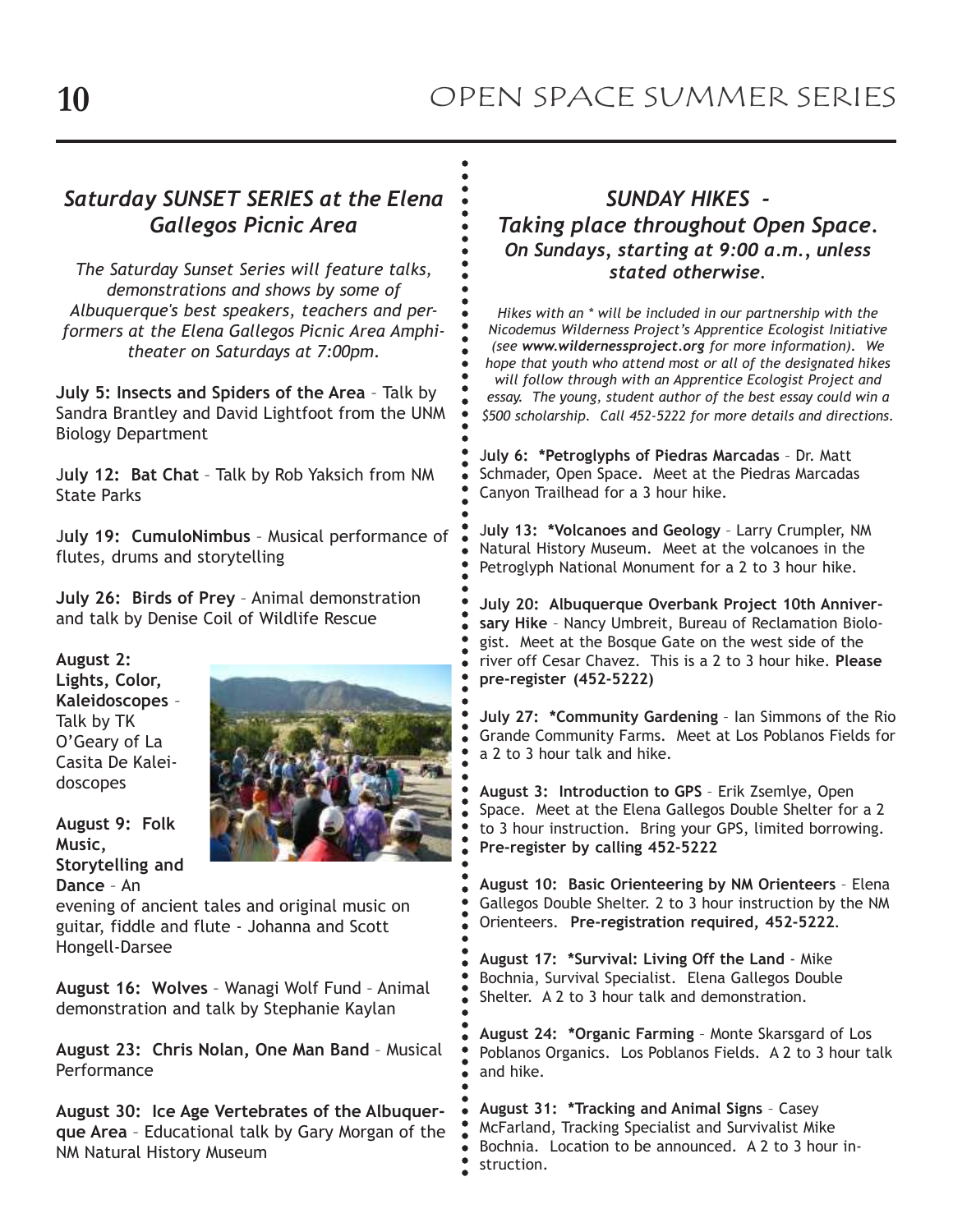# OPEN SPACE SUMMER SERIES

## *Saturday SUNSET SERIES at the Elena Gallegos Picnic Area*

*The Saturday Sunset Series will feature talks, demonstrations and shows by some of Albuquerque's best speakers, teachers and performers at the Elena Gallegos Picnic Area Amphitheater on Saturdays at 7:00pm.*

**July 5: Insects and Spiders of the Area** – Talk by Sandra Brantley and David Lightfoot from the UNM Biology Department

**July 12: Bat Chat** – Talk by Rob Yaksich from NM State Parks

**July 19: CumuloNimbus** – Musical performance of flutes, drums and storytelling

**July 26: Birds of Prey** – Animal demonstration and talk by Denise Coil of Wildlife Rescue

**August 2: Lights, Color, Kaleidoscopes** – Talk by TK O'Geary of La Casita De Kaleidoscopes

**August 9: Folk Music, Storytelling and Dance** – An evening of ancient tales and original music on guitar, fiddle and flute - Johanna and Scott Hongell-Darsee

**August 16: Wolves** – Wanagi Wolf Fund – Animal demonstration and talk by Stephanie Kaylan

**August 23: Chris Nolan, One Man Band** – Musical Performance

**August 30: Ice Age Vertebrates of the Albuquerque Area** – Educational talk by Gary Morgan of the NM Natural History Museum

## *SUNDAY HIKES - Taking place throughout Open Space.*

### *On Sundays, starting at 9:00 a.m., unless stated otherwise.*

*Hikes with an * will be included in our partnership with the Nicodemus Wilderness Project's Apprentice Ecologist Initiative (see **www.wildernessproject.org** for more information). We hope that youth who attend most or all of the designated hikes will follow through with an Apprentice Ecologist Project and essay. The young, student author of the best essay could win a $500 scholarship. Call 452-5222 for more details and directions.*

**July 6: *Petroglyphs of Piedras Marcadas** – Dr. Matt Schmader, Open Space. Meet at the Piedras Marcadas Canyon Trailhead for a 3 hour hike.

**July 13: *Volcanoes and Geology** – Larry Crumpler, NM Natural History Museum. Meet at the volcanoes in the Petroglyph National Monument for a 2 to 3 hour hike.

**July 20: Albuquerque Overbank Project 10th Anniversary Hike** – Nancy Umbreit, Bureau of Reclamation Biologist. Meet at the Bosque Gate on the west side of the river off Cesar Chavez. This is a 2 to 3 hour hike. **Please pre-register (452-5222)**

**July 27: *Community Gardening** – Ian Simmons of the Rio Grande Community Farms. Meet at Los Poblanos Fields for a 2 to 3 hour talk and hike.

**August 3: Introduction to GPS** – Erik Zsemlye, Open Space. Meet at the Elena Gallegos Double Shelter for a 2 to 3 hour instruction. Bring your GPS, limited borrowing. **Pre-register by calling 452-5222**

**August 10: Basic Orienteering by NM Orienteers** – Elena Gallegos Double Shelter. 2 to 3 hour instruction by the NM Orienteers. **Pre-registration required, 452-5222**.

**August 17: *Survival: Living Off the Land** - Mike Bochnia, Survival Specialist. Elena Gallegos Double Shelter. A 2 to 3 hour talk and demonstration.

**August 24: *Organic Farming** – Monte Skarsgard of Los Poblanos Organics. Los Poblanos Fields. A 2 to 3 hour talk and hike.

**August 31: *Tracking and Animal Signs** – Casey McFarland, Tracking Specialist and Survivalist Mike Bochnia. Location to be announced. A 2 to 3 hour instruction.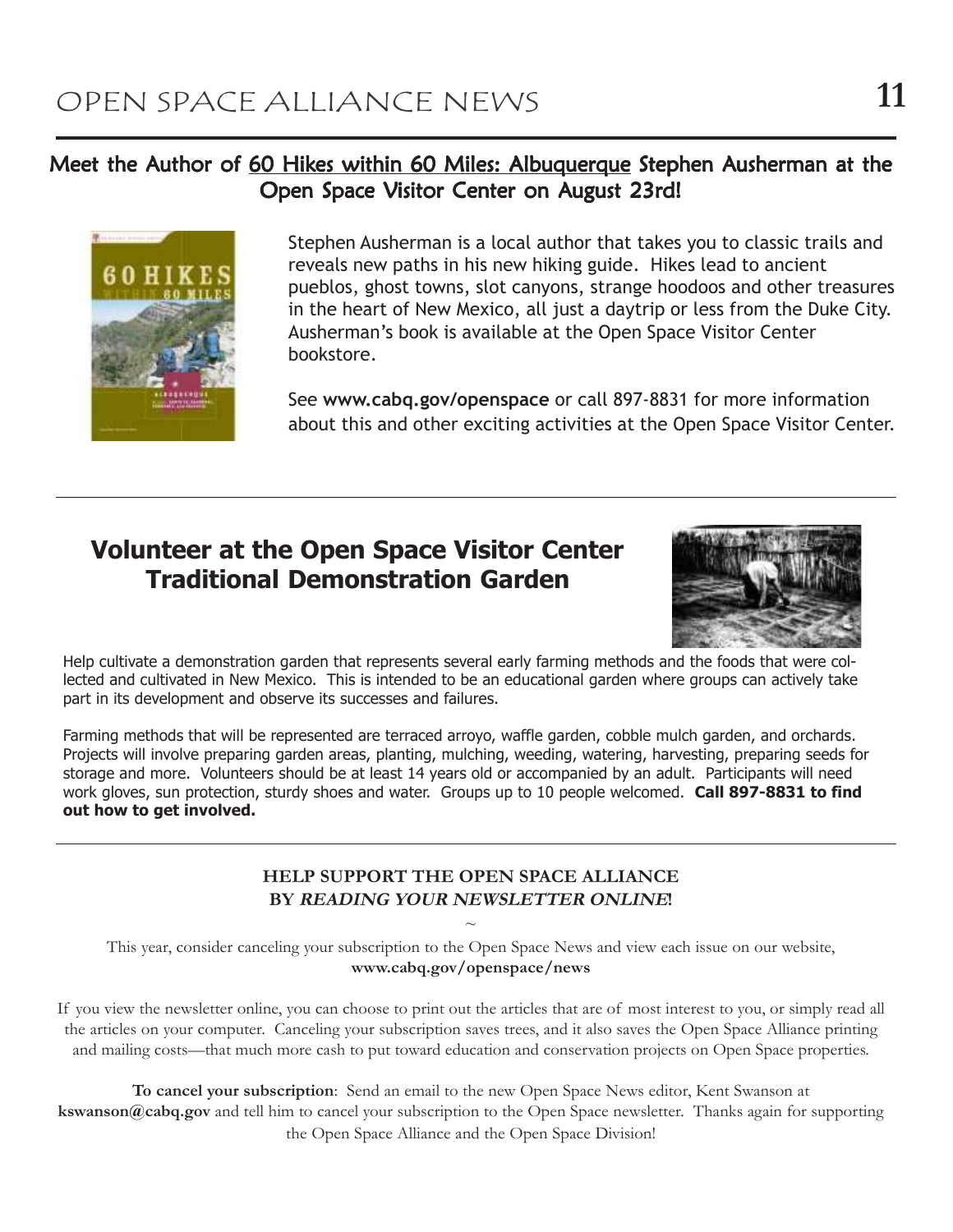## Meet the Author of 60 Hikes within 60 Miles: Albuquerque Stephen Ausherman at the Open Space Visitor Center on August 23rd!

Stephen Ausherman is a local author that takes you to classic trails and reveals new paths in his new hiking guide. Hikes lead to ancient pueblos, ghost towns, slot canyons, strange hoodoos and other treasures in the heart of New Mexico, all just a daytrip or less from the Duke City. Ausherman's book is available at the Open Space Visitor Center bookstore.

See **www.cabq.gov/openspace** or call 897-8831 for more information about this and other exciting activities at the Open Space Visitor Center.

---

## Volunteer at the Open Space Visitor Center Traditional Demonstration Garden

Help cultivate a demonstration garden that represents several early farming methods and the foods that were collected and cultivated in New Mexico. This is intended to be an educational garden where groups can actively take part in its development and observe its successes and failures.

Farming methods that will be represented are terraced arroyo, waffle garden, cobble mulch garden, and orchards. Projects will involve preparing garden areas, planting, mulching, weeding, watering, harvesting, preparing seeds for storage and more. Volunteers should be at least 14 years old or accompanied by an adult. Participants will need work gloves, sun protection, sturdy shoes and water. Groups up to 10 people welcomed. **Call 897-8831 to find out how to get involved.**

---

**HELP SUPPORT THE OPEN SPACE ALLIANCE BY *READING YOUR NEWSLETTER ONLINE*!**

~

This year, consider canceling your subscription to the Open Space News and view each issue on our website, **www.cabq.gov/openspace/news**

If you view the newsletter online, you can choose to print out the articles that are of most interest to you, or simply read all the articles on your computer. Canceling your subscription saves trees, and it also saves the Open Space Alliance printing and mailing costs—that much more cash to put toward education and conservation projects on Open Space properties.

**To cancel your subscription**: Send an email to the new Open Space News editor, Kent Swanson at **kswanson@cabq.gov** and tell him to cancel your subscription to the Open Space newsletter. Thanks again for supporting the Open Space Alliance and the Open Space Division!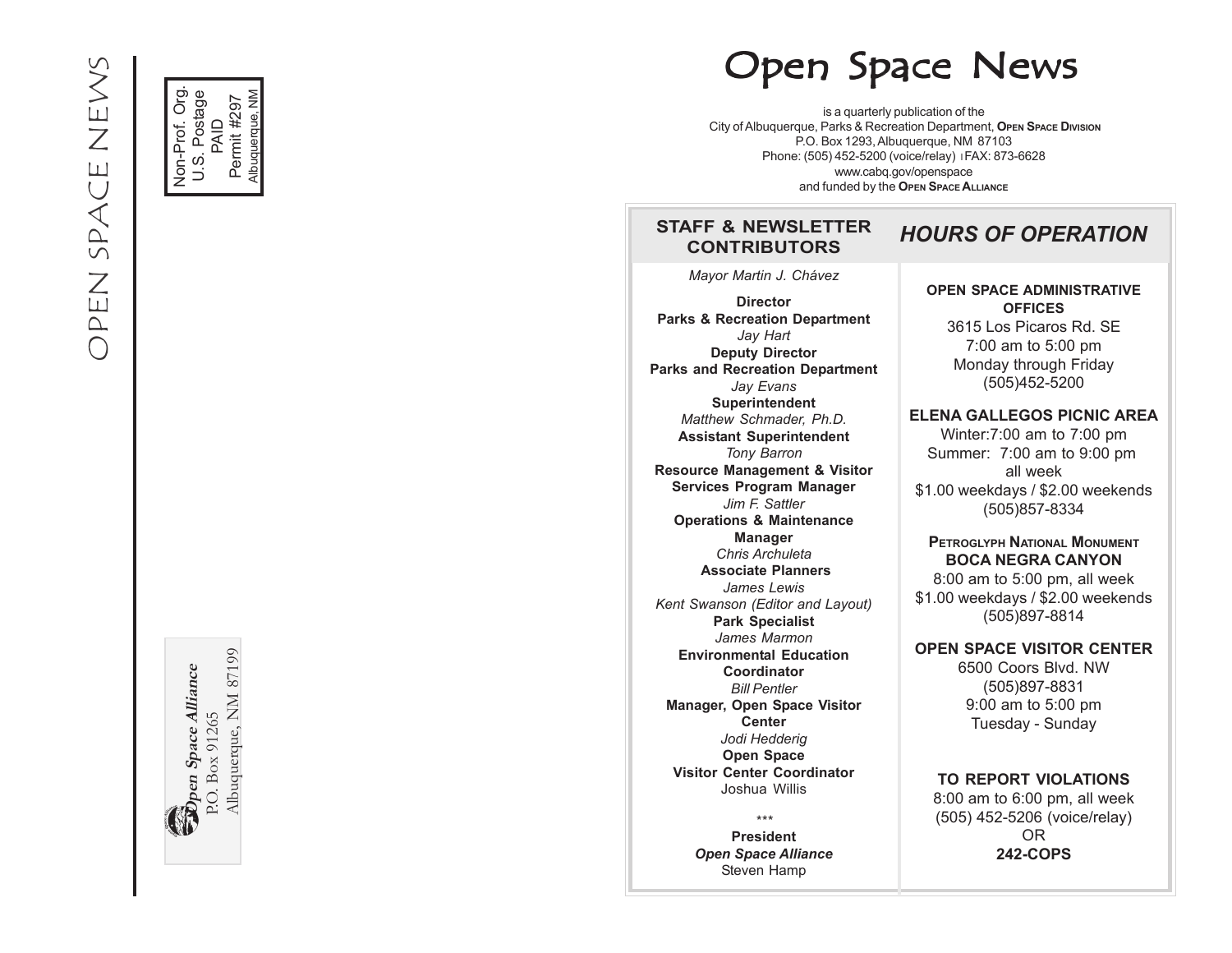OPEN SPACE NEWS

Non-Prof. Org.
U.S. Postage
PAID
Permit #297
Albuquerque, NM

***Open Space Alliance***
P.O. Box 91265
Albuquerque, NM 87199

# Open Space News

is a quarterly publication of the
City of Albuquerque, Parks & Recreation Department, **Open Space Division**
P.O. Box 1293, Albuquerque, NM 87103
Phone: (505) 452-5200 (voice/relay) | FAX: 873-6628
www.cabq.gov/openspace
and funded by the **Open Space Alliance**

## STAFF & NEWSLETTER CONTRIBUTORS

*Mayor Martin J. Chávez*

**Director**
**Parks & Recreation Department**
*Jay Hart*

**Deputy Director**
**Parks and Recreation Department**
*Jay Evans*

**Superintendent**
*Matthew Schmader, Ph.D.*

**Assistant Superintendent**
*Tony Barron*

**Resource Management & Visitor Services Program Manager**
*Jim F. Sattler*

**Operations & Maintenance Manager**
*Chris Archuleta*

**Associate Planners**
*James Lewis*
*Kent Swanson (Editor and Layout)*

**Park Specialist**
*James Marmon*

**Environmental Education Coordinator**
*Bill Pentler*

**Manager, Open Space Visitor Center**
*Jodi Hedderig*

**Open Space Visitor Center Coordinator**
Joshua Willis

\*\*\*

**President**
***Open Space Alliance***
Steven Hamp

## *HOURS OF OPERATION*

**OPEN SPACE ADMINISTRATIVE OFFICES**
3615 Los Picaros Rd. SE
7:00 am to 5:00 pm
Monday through Friday
(505)452-5200

**ELENA GALLEGOS PICNIC AREA**
Winter:7:00 am to 7:00 pm
Summer: 7:00 am to 9:00 pm
all week
$1.00 weekdays / $2.00 weekends
(505)857-8334

**Petroglyph National Monument**
**BOCA NEGRA CANYON**
8:00 am to 5:00 pm, all week
$1.00 weekdays / $2.00 weekends
(505)897-8814

**OPEN SPACE VISITOR CENTER**
6500 Coors Blvd. NW
(505)897-8831
9:00 am to 5:00 pm
Tuesday - Sunday

**TO REPORT VIOLATIONS**
8:00 am to 6:00 pm, all week
(505) 452-5206 (voice/relay)
OR
**242-COPS**